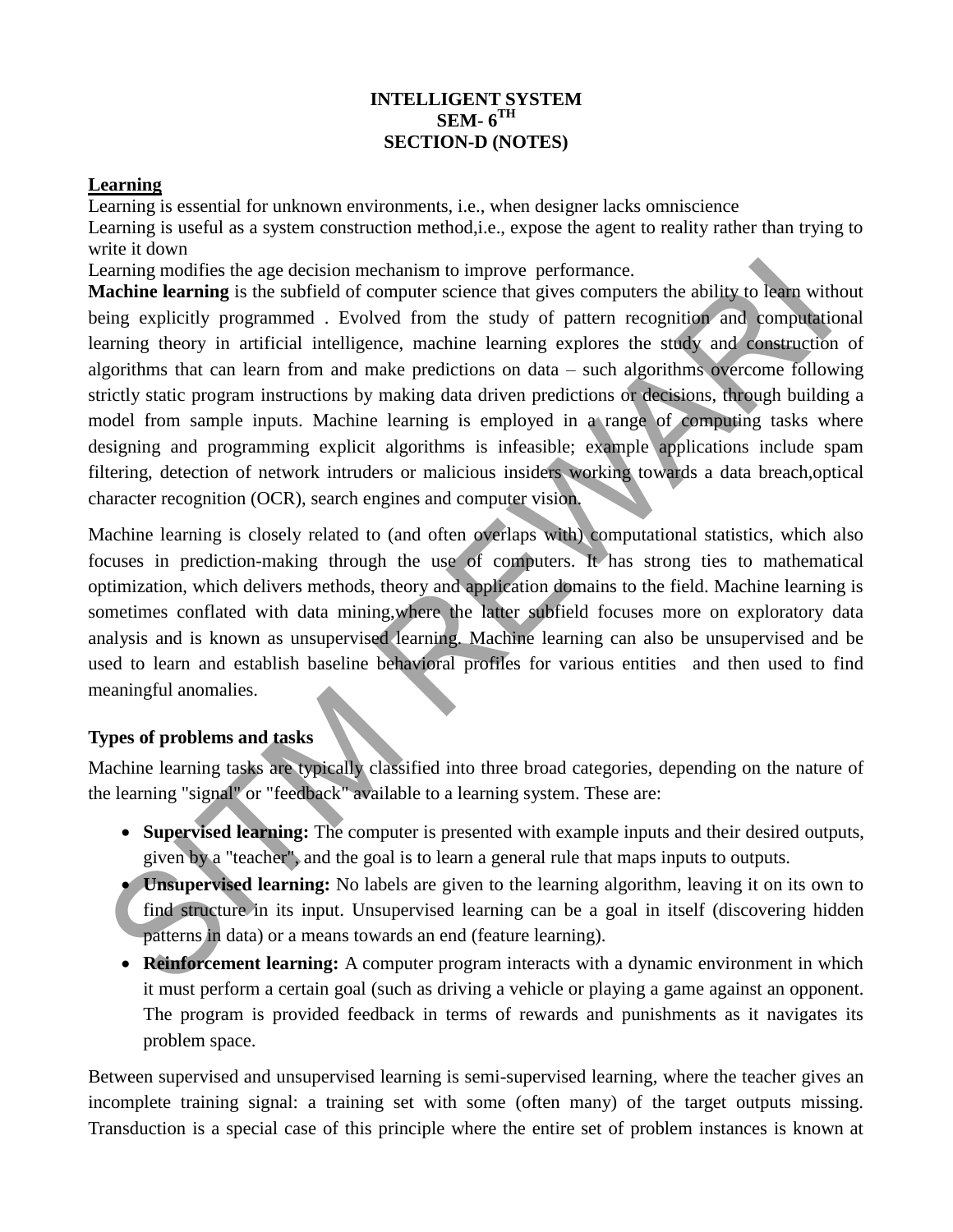**INTELLIGENT SYSTEM**
**SEM- 6TH**
**SECTION-D (NOTES)**

## Learning

Learning is essential for unknown environments, i.e., when designer lacks omniscience

Learning is useful as a system construction method,i.e., expose the agent to reality rather than trying to write it down

Learning modifies the age decision mechanism to improve performance.

**Machine learning** is the subfield of computer science that gives computers the ability to learn without being explicitly programmed . Evolved from the study of pattern recognition and computational learning theory in artificial intelligence, machine learning explores the study and construction of algorithms that can learn from and make predictions on data – such algorithms overcome following strictly static program instructions by making data driven predictions or decisions, through building a model from sample inputs. Machine learning is employed in a range of computing tasks where designing and programming explicit algorithms is infeasible; example applications include spam filtering, detection of network intruders or malicious insiders working towards a data breach,optical character recognition (OCR), search engines and computer vision.

Machine learning is closely related to (and often overlaps with) computational statistics, which also focuses in prediction-making through the use of computers. It has strong ties to mathematical optimization, which delivers methods, theory and application domains to the field. Machine learning is sometimes conflated with data mining,where the latter subfield focuses more on exploratory data analysis and is known as unsupervised learning. Machine learning can also be unsupervised and be used to learn and establish baseline behavioral profiles for various entities and then used to find meaningful anomalies.

### Types of problems and tasks

Machine learning tasks are typically classified into three broad categories, depending on the nature of the learning "signal" or "feedback" available to a learning system. These are:

- **Supervised learning:** The computer is presented with example inputs and their desired outputs, given by a "teacher", and the goal is to learn a general rule that maps inputs to outputs.
- **Unsupervised learning:** No labels are given to the learning algorithm, leaving it on its own to find structure in its input. Unsupervised learning can be a goal in itself (discovering hidden patterns in data) or a means towards an end (feature learning).
- **Reinforcement learning:** A computer program interacts with a dynamic environment in which it must perform a certain goal (such as driving a vehicle or playing a game against an opponent. The program is provided feedback in terms of rewards and punishments as it navigates its problem space.

Between supervised and unsupervised learning is semi-supervised learning, where the teacher gives an incomplete training signal: a training set with some (often many) of the target outputs missing. Transduction is a special case of this principle where the entire set of problem instances is known at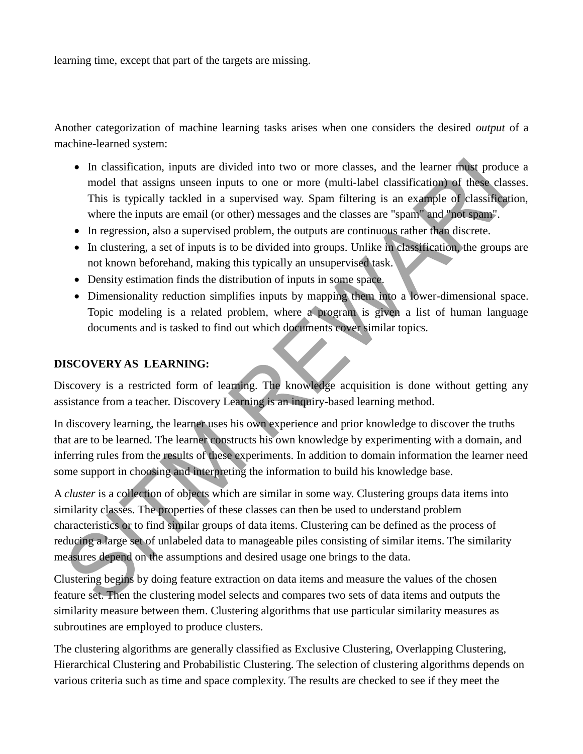learning time, except that part of the targets are missing.

Another categorization of machine learning tasks arises when one considers the desired *output* of a machine-learned system:

- In classification, inputs are divided into two or more classes, and the learner must produce a model that assigns unseen inputs to one or more (multi-label classification) of these classes. This is typically tackled in a supervised way. Spam filtering is an example of classification, where the inputs are email (or other) messages and the classes are "spam" and "not spam".
- In regression, also a supervised problem, the outputs are continuous rather than discrete.
- In clustering, a set of inputs is to be divided into groups. Unlike in classification, the groups are not known beforehand, making this typically an unsupervised task.
- Density estimation finds the distribution of inputs in some space.
- Dimensionality reduction simplifies inputs by mapping them into a lower-dimensional space. Topic modeling is a related problem, where a program is given a list of human language documents and is tasked to find out which documents cover similar topics.

**DISCOVERY AS LEARNING:**

Discovery is a restricted form of learning. The knowledge acquisition is done without getting any assistance from a teacher. Discovery Learning is an inquiry-based learning method.

In discovery learning, the learner uses his own experience and prior knowledge to discover the truths that are to be learned. The learner constructs his own knowledge by experimenting with a domain, and inferring rules from the results of these experiments. In addition to domain information the learner need some support in choosing and interpreting the information to build his knowledge base.

A *cluster* is a collection of objects which are similar in some way. Clustering groups data items into similarity classes. The properties of these classes can then be used to understand problem characteristics or to find similar groups of data items. Clustering can be defined as the process of reducing a large set of unlabeled data to manageable piles consisting of similar items. The similarity measures depend on the assumptions and desired usage one brings to the data.

Clustering begins by doing feature extraction on data items and measure the values of the chosen feature set. Then the clustering model selects and compares two sets of data items and outputs the similarity measure between them. Clustering algorithms that use particular similarity measures as subroutines are employed to produce clusters.

The clustering algorithms are generally classified as Exclusive Clustering, Overlapping Clustering, Hierarchical Clustering and Probabilistic Clustering. The selection of clustering algorithms depends on various criteria such as time and space complexity. The results are checked to see if they meet the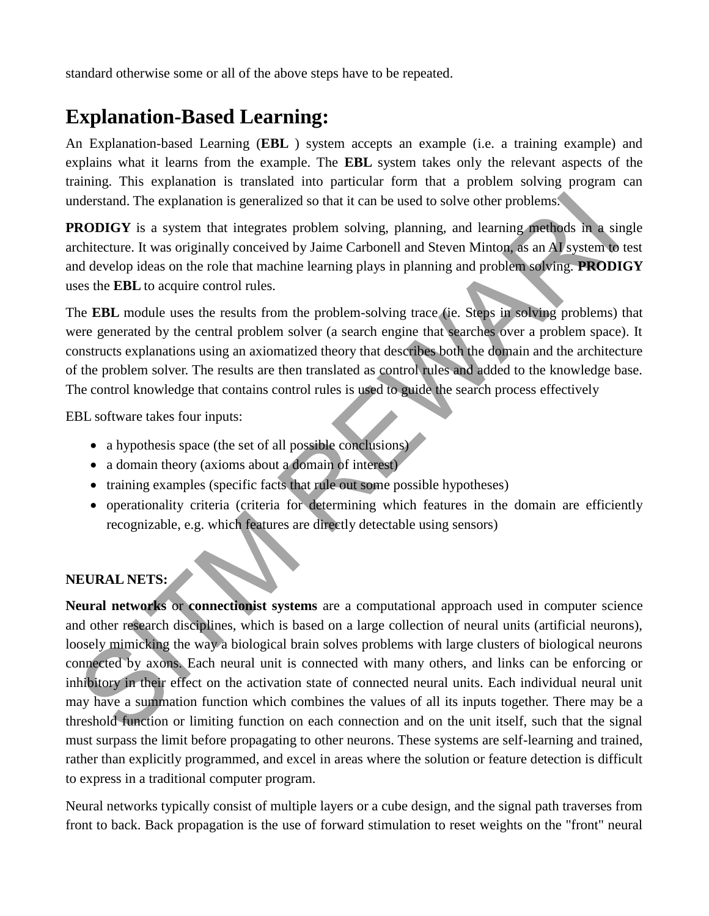standard otherwise some or all of the above steps have to be repeated.

## Explanation-Based Learning:

An Explanation-based Learning (**EBL** ) system accepts an example (i.e. a training example) and explains what it learns from the example. The **EBL** system takes only the relevant aspects of the training. This explanation is translated into particular form that a problem solving program can understand. The explanation is generalized so that it can be used to solve other problems.

**PRODIGY** is a system that integrates problem solving, planning, and learning methods in a single architecture. It was originally conceived by Jaime Carbonell and Steven Minton, as an AI system to test and develop ideas on the role that machine learning plays in planning and problem solving. **PRODIGY** uses the **EBL** to acquire control rules.

The **EBL** module uses the results from the problem-solving trace (ie. Steps in solving problems) that were generated by the central problem solver (a search engine that searches over a problem space). It constructs explanations using an axiomatized theory that describes both the domain and the architecture of the problem solver. The results are then translated as control rules and added to the knowledge base. The control knowledge that contains control rules is used to guide the search process effectively

EBL software takes four inputs:

- a hypothesis space (the set of all possible conclusions)
- a domain theory (axioms about a domain of interest)
- training examples (specific facts that rule out some possible hypotheses)
- operationality criteria (criteria for determining which features in the domain are efficiently recognizable, e.g. which features are directly detectable using sensors)

**NEURAL NETS:**

**Neural networks** or **connectionist systems** are a computational approach used in computer science and other research disciplines, which is based on a large collection of neural units (artificial neurons), loosely mimicking the way a biological brain solves problems with large clusters of biological neurons connected by axons. Each neural unit is connected with many others, and links can be enforcing or inhibitory in their effect on the activation state of connected neural units. Each individual neural unit may have a summation function which combines the values of all its inputs together. There may be a threshold function or limiting function on each connection and on the unit itself, such that the signal must surpass the limit before propagating to other neurons. These systems are self-learning and trained, rather than explicitly programmed, and excel in areas where the solution or feature detection is difficult to express in a traditional computer program.

Neural networks typically consist of multiple layers or a cube design, and the signal path traverses from front to back. Back propagation is the use of forward stimulation to reset weights on the "front" neural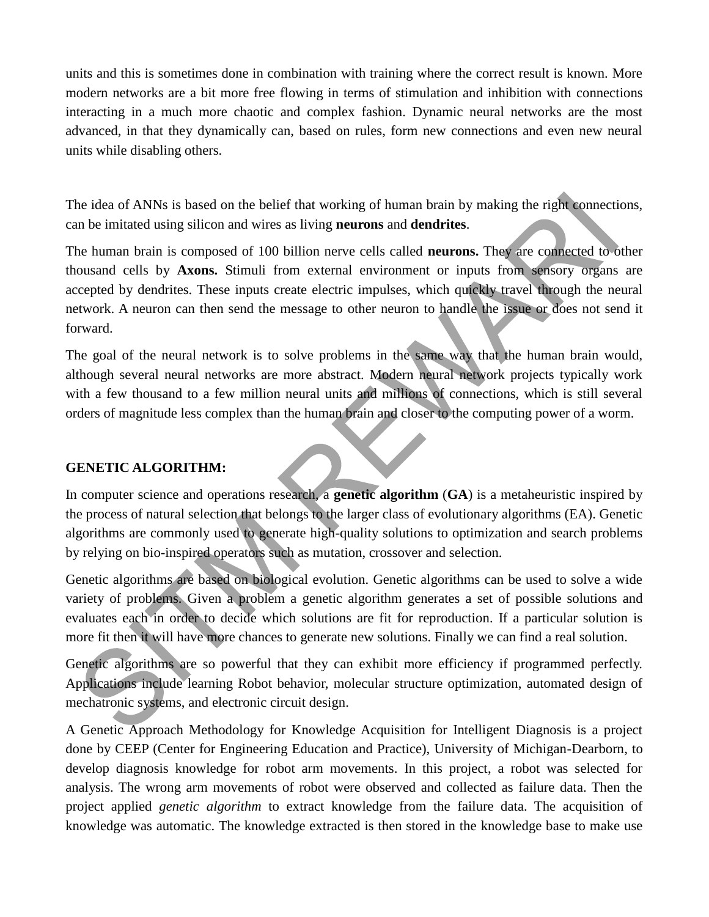units and this is sometimes done in combination with training where the correct result is known. More modern networks are a bit more free flowing in terms of stimulation and inhibition with connections interacting in a much more chaotic and complex fashion. Dynamic neural networks are the most advanced, in that they dynamically can, based on rules, form new connections and even new neural units while disabling others.

The idea of ANNs is based on the belief that working of human brain by making the right connections, can be imitated using silicon and wires as living **neurons** and **dendrites**.

The human brain is composed of 100 billion nerve cells called **neurons.** They are connected to other thousand cells by **Axons.** Stimuli from external environment or inputs from sensory organs are accepted by dendrites. These inputs create electric impulses, which quickly travel through the neural network. A neuron can then send the message to other neuron to handle the issue or does not send it forward.

The goal of the neural network is to solve problems in the same way that the human brain would, although several neural networks are more abstract. Modern neural network projects typically work with a few thousand to a few million neural units and millions of connections, which is still several orders of magnitude less complex than the human brain and closer to the computing power of a worm.

**GENETIC ALGORITHM:**

In computer science and operations research, a **genetic algorithm** (**GA**) is a metaheuristic inspired by the process of natural selection that belongs to the larger class of evolutionary algorithms (EA). Genetic algorithms are commonly used to generate high-quality solutions to optimization and search problems by relying on bio-inspired operators such as mutation, crossover and selection.

Genetic algorithms are based on biological evolution. Genetic algorithms can be used to solve a wide variety of problems. Given a problem a genetic algorithm generates a set of possible solutions and evaluates each in order to decide which solutions are fit for reproduction. If a particular solution is more fit then it will have more chances to generate new solutions. Finally we can find a real solution.

Genetic algorithms are so powerful that they can exhibit more efficiency if programmed perfectly. Applications include learning Robot behavior, molecular structure optimization, automated design of mechatronic systems, and electronic circuit design.

A Genetic Approach Methodology for Knowledge Acquisition for Intelligent Diagnosis is a project done by CEEP (Center for Engineering Education and Practice), University of Michigan-Dearborn, to develop diagnosis knowledge for robot arm movements. In this project, a robot was selected for analysis. The wrong arm movements of robot were observed and collected as failure data. Then the project applied *genetic algorithm* to extract knowledge from the failure data. The acquisition of knowledge was automatic. The knowledge extracted is then stored in the knowledge base to make use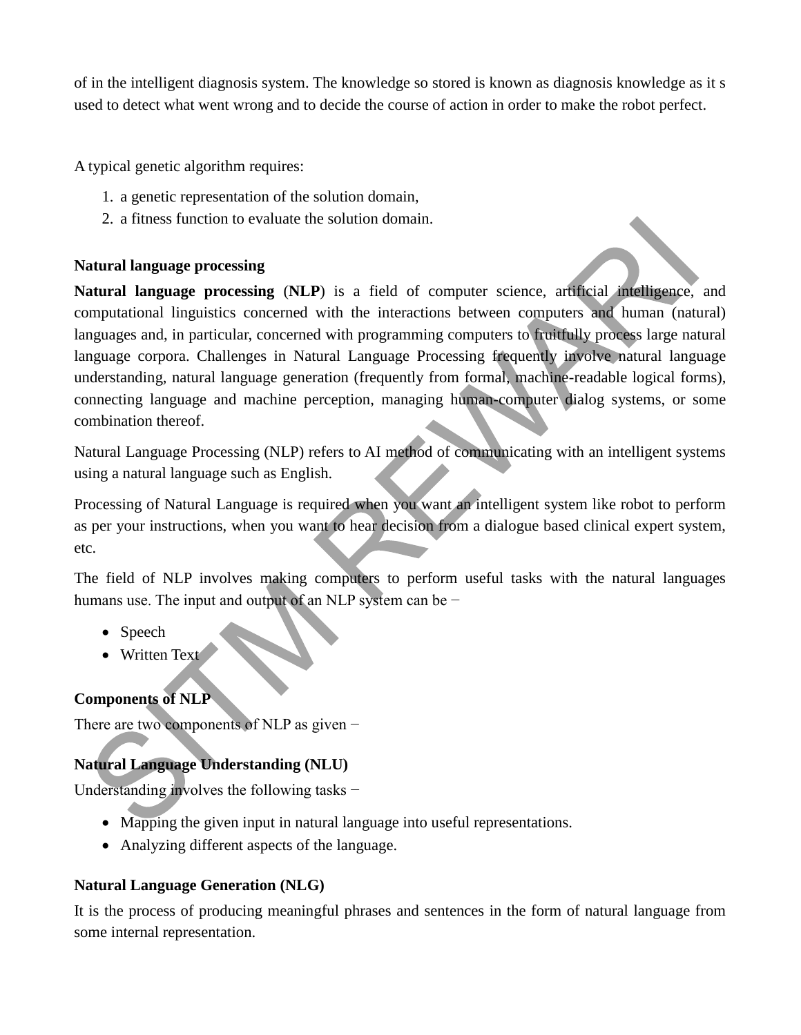of in the intelligent diagnosis system. The knowledge so stored is known as diagnosis knowledge as it s used to detect what went wrong and to decide the course of action in order to make the robot perfect.

A typical genetic algorithm requires:

1. a genetic representation of the solution domain,
2. a fitness function to evaluate the solution domain.

**Natural language processing**

**Natural language processing** (**NLP**) is a field of computer science, artificial intelligence, and computational linguistics concerned with the interactions between computers and human (natural) languages and, in particular, concerned with programming computers to fruitfully process large natural language corpora. Challenges in Natural Language Processing frequently involve natural language understanding, natural language generation (frequently from formal, machine-readable logical forms), connecting language and machine perception, managing human-computer dialog systems, or some combination thereof.

Natural Language Processing (NLP) refers to AI method of communicating with an intelligent systems using a natural language such as English.

Processing of Natural Language is required when you want an intelligent system like robot to perform as per your instructions, when you want to hear decision from a dialogue based clinical expert system, etc.

The field of NLP involves making computers to perform useful tasks with the natural languages humans use. The input and output of an NLP system can be −

- Speech
- Written Text

**Components of NLP**

There are two components of NLP as given −

**Natural Language Understanding (NLU)**

Understanding involves the following tasks −

- Mapping the given input in natural language into useful representations.
- Analyzing different aspects of the language.

**Natural Language Generation (NLG)**

It is the process of producing meaningful phrases and sentences in the form of natural language from some internal representation.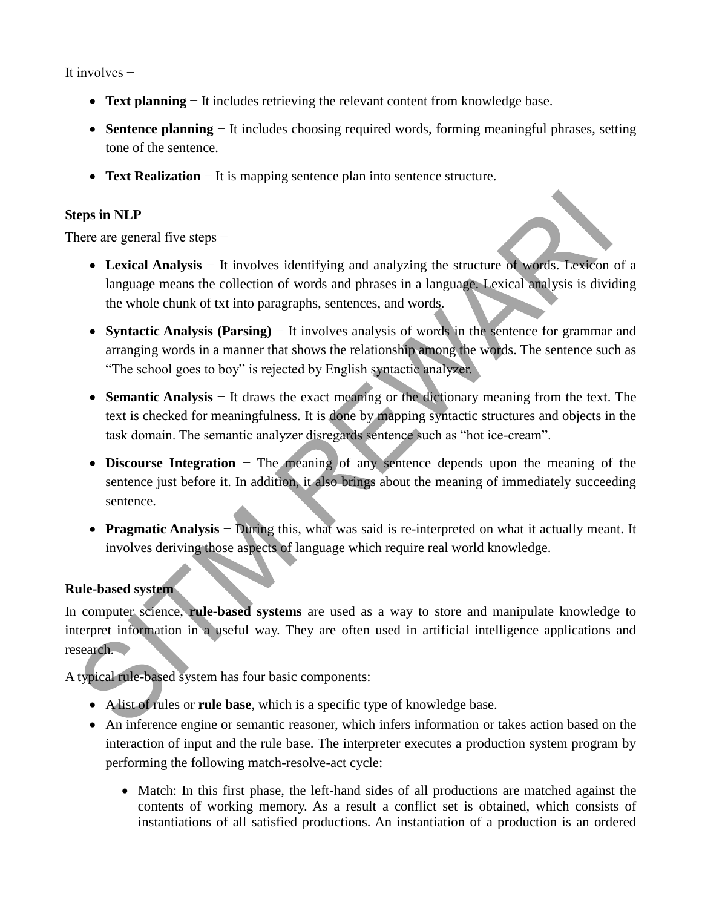It involves −

- **Text planning** − It includes retrieving the relevant content from knowledge base.
- **Sentence planning** − It includes choosing required words, forming meaningful phrases, setting tone of the sentence.
- **Text Realization** − It is mapping sentence plan into sentence structure.

**Steps in NLP**

There are general five steps −

- **Lexical Analysis** − It involves identifying and analyzing the structure of words. Lexicon of a language means the collection of words and phrases in a language. Lexical analysis is dividing the whole chunk of txt into paragraphs, sentences, and words.
- **Syntactic Analysis (Parsing)** − It involves analysis of words in the sentence for grammar and arranging words in a manner that shows the relationship among the words. The sentence such as "The school goes to boy" is rejected by English syntactic analyzer.
- **Semantic Analysis** − It draws the exact meaning or the dictionary meaning from the text. The text is checked for meaningfulness. It is done by mapping syntactic structures and objects in the task domain. The semantic analyzer disregards sentence such as "hot ice-cream".
- **Discourse Integration** − The meaning of any sentence depends upon the meaning of the sentence just before it. In addition, it also brings about the meaning of immediately succeeding sentence.
- **Pragmatic Analysis** − During this, what was said is re-interpreted on what it actually meant. It involves deriving those aspects of language which require real world knowledge.

**Rule-based system**

In computer science, **rule-based systems** are used as a way to store and manipulate knowledge to interpret information in a useful way. They are often used in artificial intelligence applications and research.

A typical rule-based system has four basic components:

- A list of rules or **rule base**, which is a specific type of knowledge base.
- An inference engine or semantic reasoner, which infers information or takes action based on the interaction of input and the rule base. The interpreter executes a production system program by performing the following match-resolve-act cycle:
  - Match: In this first phase, the left-hand sides of all productions are matched against the contents of working memory. As a result a conflict set is obtained, which consists of instantiations of all satisfied productions. An instantiation of a production is an ordered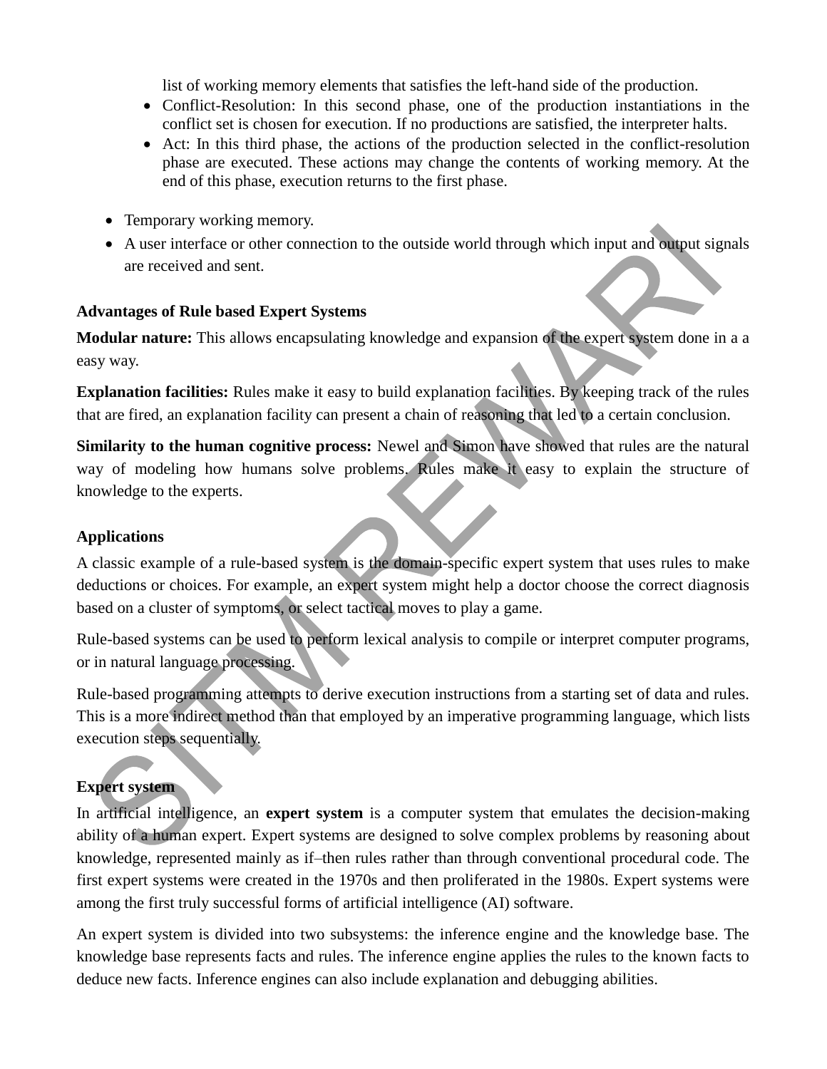list of working memory elements that satisfies the left-hand side of the production.
  - Conflict-Resolution: In this second phase, one of the production instantiations in the conflict set is chosen for execution. If no productions are satisfied, the interpreter halts.
  - Act: In this third phase, the actions of the production selected in the conflict-resolution phase are executed. These actions may change the contents of working memory. At the end of this phase, execution returns to the first phase.

- Temporary working memory.
- A user interface or other connection to the outside world through which input and output signals are received and sent.

**Advantages of Rule based Expert Systems**

**Modular nature:** This allows encapsulating knowledge and expansion of the expert system done in a a easy way.

**Explanation facilities:** Rules make it easy to build explanation facilities. By keeping track of the rules that are fired, an explanation facility can present a chain of reasoning that led to a certain conclusion.

**Similarity to the human cognitive process:** Newel and Simon have showed that rules are the natural way of modeling how humans solve problems. Rules make it easy to explain the structure of knowledge to the experts.

**Applications**

A classic example of a rule-based system is the domain-specific expert system that uses rules to make deductions or choices. For example, an expert system might help a doctor choose the correct diagnosis based on a cluster of symptoms, or select tactical moves to play a game.

Rule-based systems can be used to perform lexical analysis to compile or interpret computer programs, or in natural language processing.

Rule-based programming attempts to derive execution instructions from a starting set of data and rules. This is a more indirect method than that employed by an imperative programming language, which lists execution steps sequentially.

**Expert system**

In artificial intelligence, an **expert system** is a computer system that emulates the decision-making ability of a human expert. Expert systems are designed to solve complex problems by reasoning about knowledge, represented mainly as if–then rules rather than through conventional procedural code. The first expert systems were created in the 1970s and then proliferated in the 1980s. Expert systems were among the first truly successful forms of artificial intelligence (AI) software.

An expert system is divided into two subsystems: the inference engine and the knowledge base. The knowledge base represents facts and rules. The inference engine applies the rules to the known facts to deduce new facts. Inference engines can also include explanation and debugging abilities.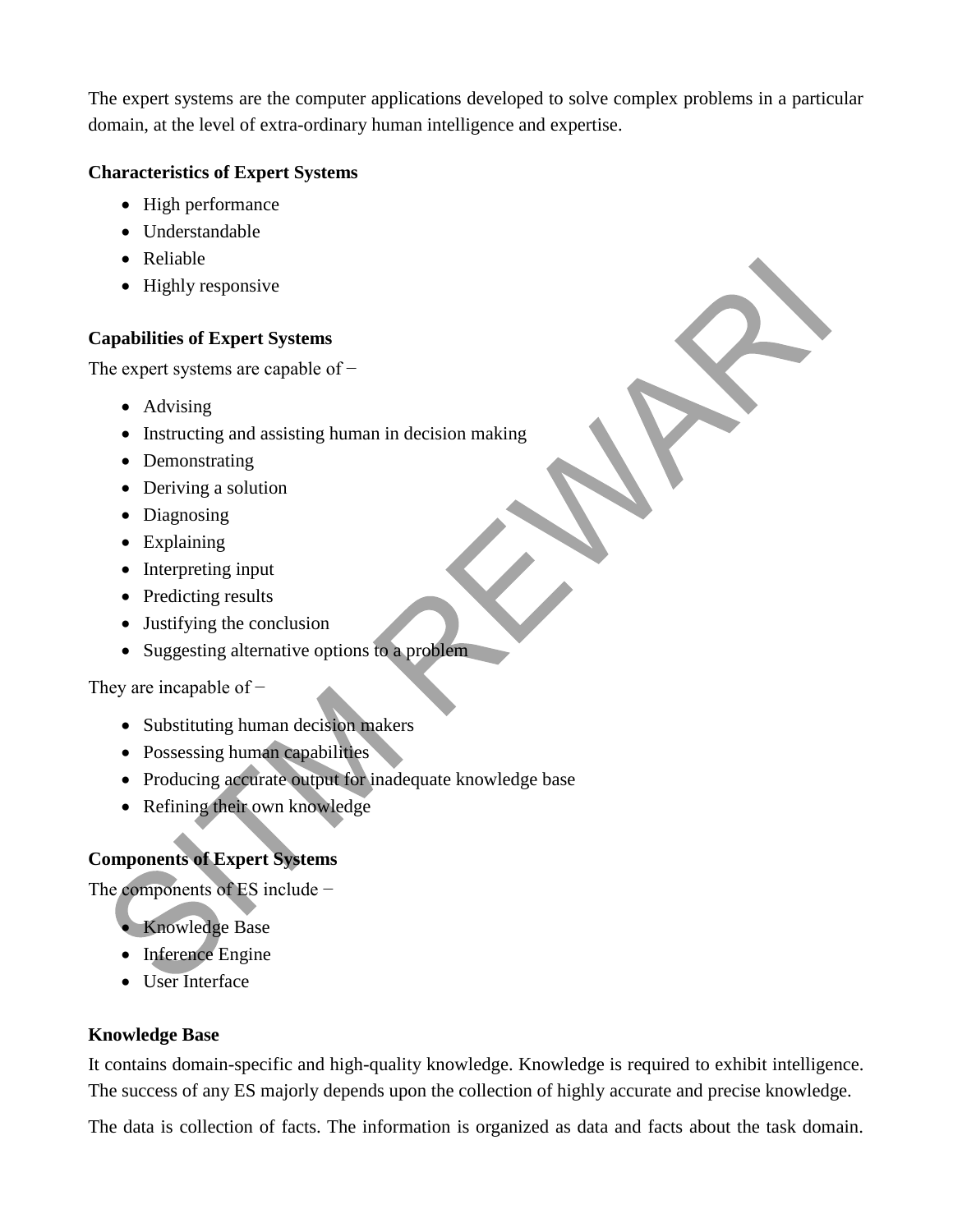The expert systems are the computer applications developed to solve complex problems in a particular domain, at the level of extra-ordinary human intelligence and expertise.

**Characteristics of Expert Systems**

- High performance
- Understandable
- Reliable
- Highly responsive

**Capabilities of Expert Systems**

The expert systems are capable of −

- Advising
- Instructing and assisting human in decision making
- Demonstrating
- Deriving a solution
- Diagnosing
- Explaining
- Interpreting input
- Predicting results
- Justifying the conclusion
- Suggesting alternative options to a problem

They are incapable of −

- Substituting human decision makers
- Possessing human capabilities
- Producing accurate output for inadequate knowledge base
- Refining their own knowledge

**Components of Expert Systems**

The components of ES include −

- Knowledge Base
- Inference Engine
- User Interface

**Knowledge Base**

It contains domain-specific and high-quality knowledge. Knowledge is required to exhibit intelligence. The success of any ES majorly depends upon the collection of highly accurate and precise knowledge.

The data is collection of facts. The information is organized as data and facts about the task domain.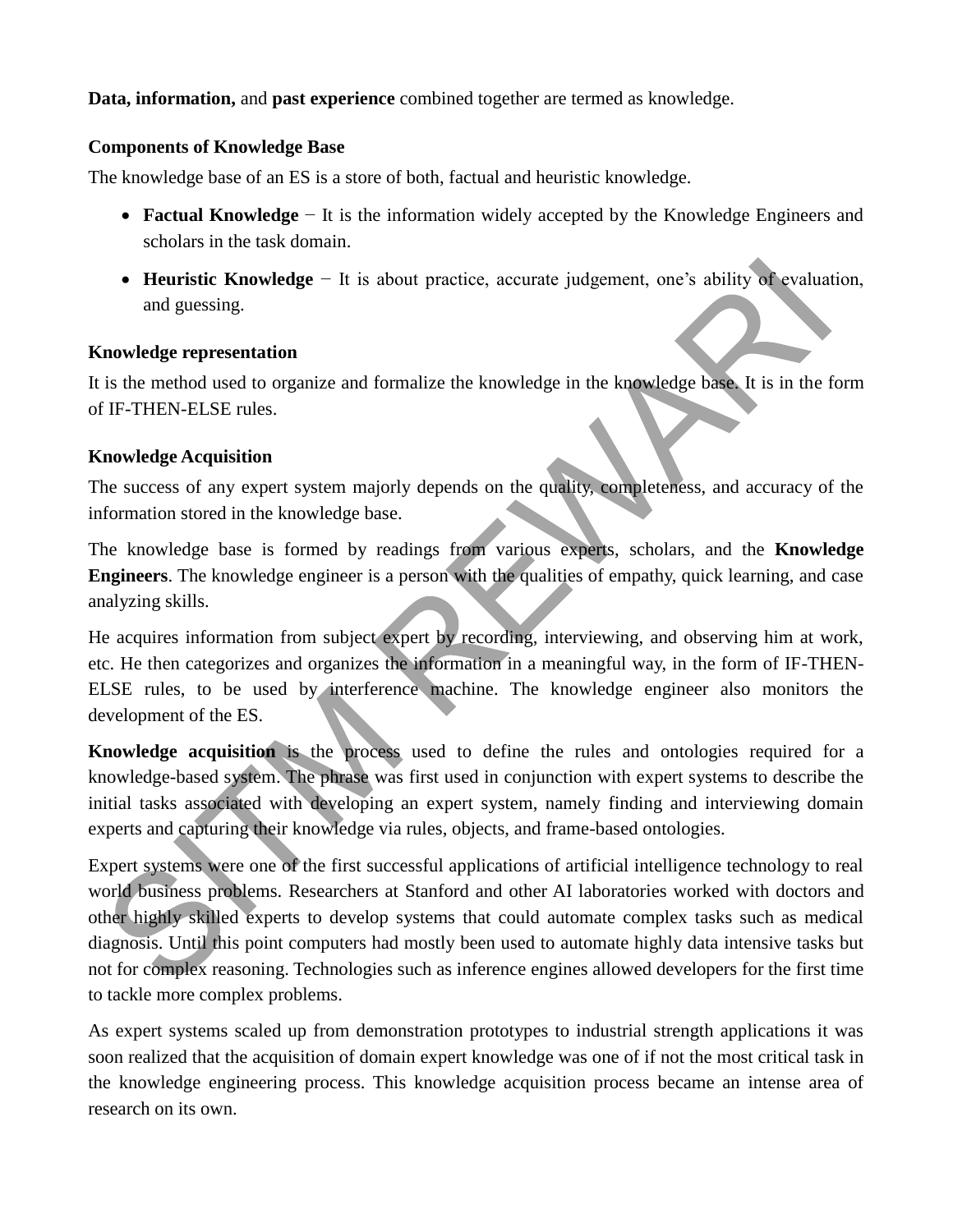**Data, information,** and **past experience** combined together are termed as knowledge.

**Components of Knowledge Base**

The knowledge base of an ES is a store of both, factual and heuristic knowledge.

- **Factual Knowledge** − It is the information widely accepted by the Knowledge Engineers and scholars in the task domain.
- **Heuristic Knowledge** − It is about practice, accurate judgement, one's ability of evaluation, and guessing.

**Knowledge representation**

It is the method used to organize and formalize the knowledge in the knowledge base. It is in the form of IF-THEN-ELSE rules.

**Knowledge Acquisition**

The success of any expert system majorly depends on the quality, completeness, and accuracy of the information stored in the knowledge base.

The knowledge base is formed by readings from various experts, scholars, and the **Knowledge Engineers**. The knowledge engineer is a person with the qualities of empathy, quick learning, and case analyzing skills.

He acquires information from subject expert by recording, interviewing, and observing him at work, etc. He then categorizes and organizes the information in a meaningful way, in the form of IF-THEN-ELSE rules, to be used by interference machine. The knowledge engineer also monitors the development of the ES.

**Knowledge acquisition** is the process used to define the rules and ontologies required for a knowledge-based system. The phrase was first used in conjunction with expert systems to describe the initial tasks associated with developing an expert system, namely finding and interviewing domain experts and capturing their knowledge via rules, objects, and frame-based ontologies.

Expert systems were one of the first successful applications of artificial intelligence technology to real world business problems. Researchers at Stanford and other AI laboratories worked with doctors and other highly skilled experts to develop systems that could automate complex tasks such as medical diagnosis. Until this point computers had mostly been used to automate highly data intensive tasks but not for complex reasoning. Technologies such as inference engines allowed developers for the first time to tackle more complex problems.

As expert systems scaled up from demonstration prototypes to industrial strength applications it was soon realized that the acquisition of domain expert knowledge was one of if not the most critical task in the knowledge engineering process. This knowledge acquisition process became an intense area of research on its own.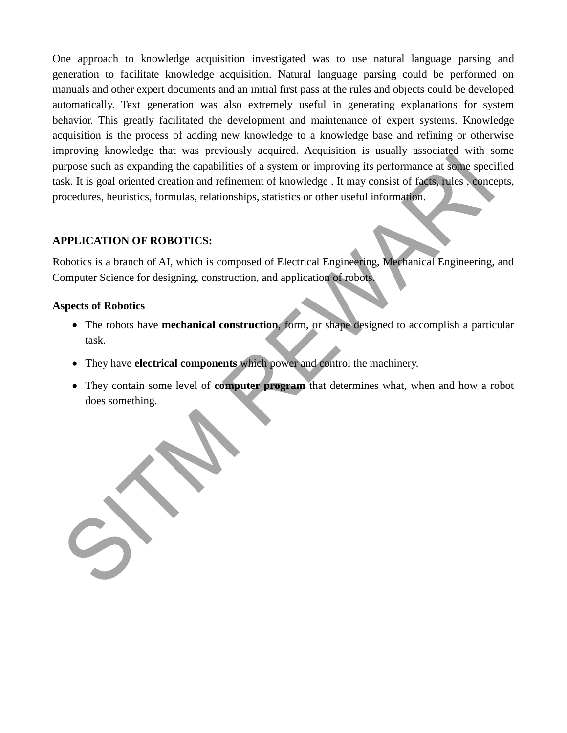One approach to knowledge acquisition investigated was to use natural language parsing and generation to facilitate knowledge acquisition. Natural language parsing could be performed on manuals and other expert documents and an initial first pass at the rules and objects could be developed automatically. Text generation was also extremely useful in generating explanations for system behavior. This greatly facilitated the development and maintenance of expert systems. Knowledge acquisition is the process of adding new knowledge to a knowledge base and refining or otherwise improving knowledge that was previously acquired. Acquisition is usually associated with some purpose such as expanding the capabilities of a system or improving its performance at some specified task. It is goal oriented creation and refinement of knowledge . It may consist of facts, rules , concepts, procedures, heuristics, formulas, relationships, statistics or other useful information.

## APPLICATION OF ROBOTICS:

Robotics is a branch of AI, which is composed of Electrical Engineering, Mechanical Engineering, and Computer Science for designing, construction, and application of robots.

### Aspects of Robotics

- The robots have **mechanical construction**, form, or shape designed to accomplish a particular task.
- They have **electrical components** which power and control the machinery.
- They contain some level of **computer program** that determines what, when and how a robot does something.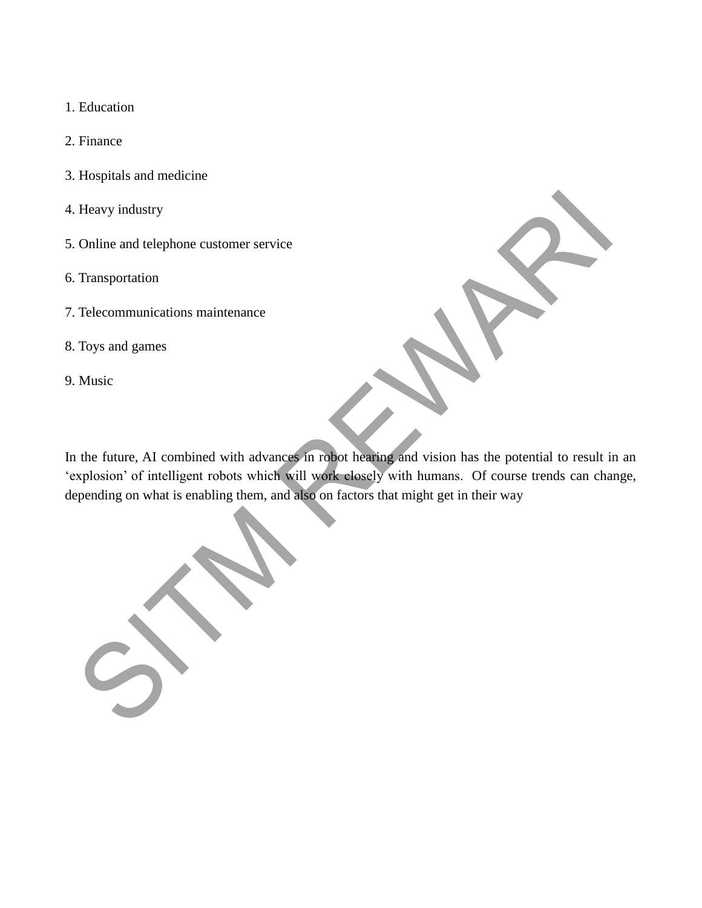1. Education
2. Finance
3. Hospitals and medicine
4. Heavy industry
5. Online and telephone customer service
6. Transportation
7. Telecommunications maintenance
8. Toys and games
9. Music

In the future, AI combined with advances in robot hearing and vision has the potential to result in an ‘explosion’ of intelligent robots which will work closely with humans. Of course trends can change, depending on what is enabling them, and also on factors that might get in their way